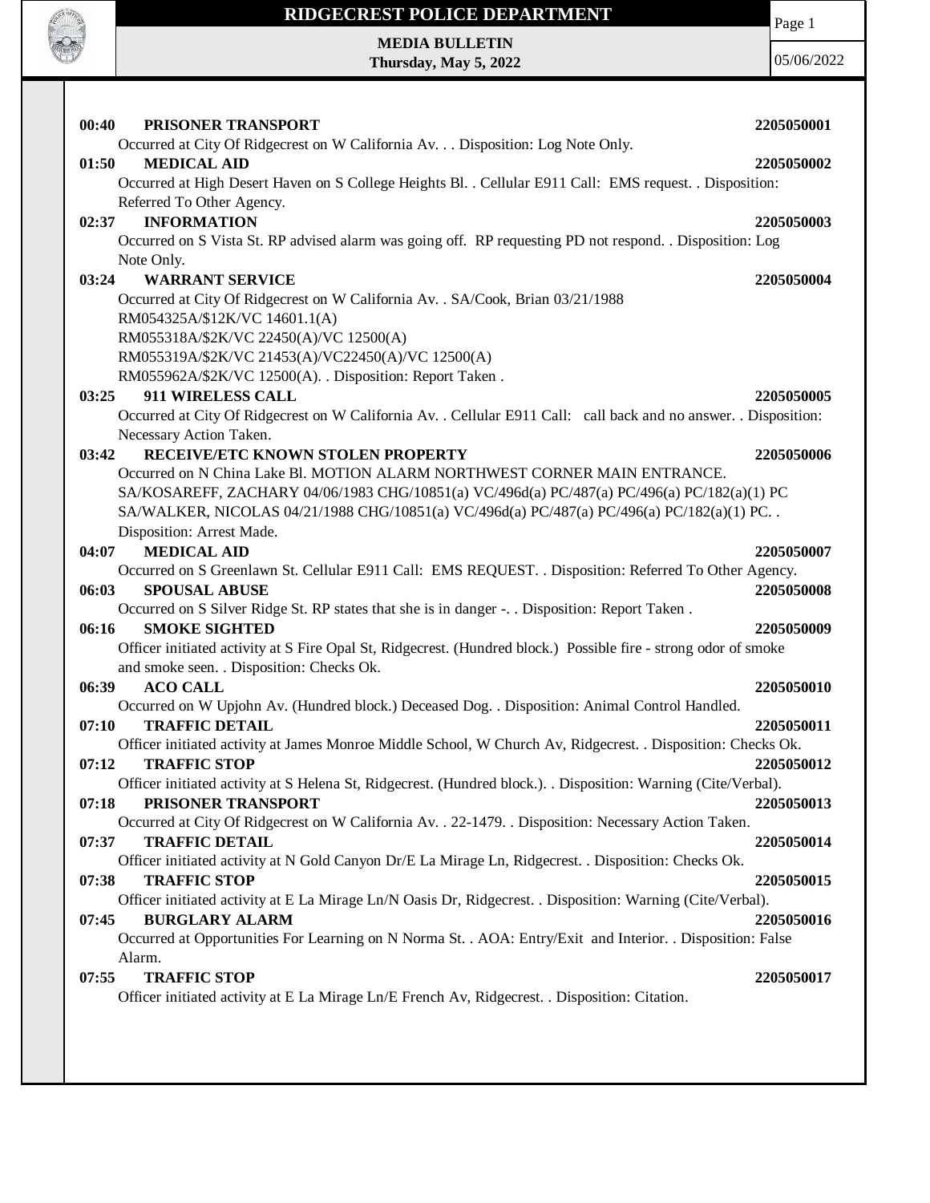# RIDGECREST POLICE DEPARTMENT

**MEDIA BULLETIN**
**Thursday, May 5, 2022**

05/06/2022

**00:40 PRISONER TRANSPORT** **2205050001**
Occurred at City Of Ridgecrest on W California Av. . . Disposition: Log Note Only.

**01:50 MEDICAL AID** **2205050002**
Occurred at High Desert Haven on S College Heights Bl. . Cellular E911 Call: EMS request. . Disposition: Referred To Other Agency.

**02:37 INFORMATION** **2205050003**
Occurred on S Vista St. RP advised alarm was going off. RP requesting PD not respond. . Disposition: Log Note Only.

**03:24 WARRANT SERVICE** **2205050004**
Occurred at City Of Ridgecrest on W California Av. . SA/Cook, Brian 03/21/1988
RM054325A/$12K/VC 14601.1(A)
RM055318A/$2K/VC 22450(A)/VC 12500(A)
RM055319A/$2K/VC 21453(A)/VC22450(A)/VC 12500(A)
RM055962A/$2K/VC 12500(A). . Disposition: Report Taken .

**03:25 911 WIRELESS CALL** **2205050005**
Occurred at City Of Ridgecrest on W California Av. . Cellular E911 Call: call back and no answer. . Disposition: Necessary Action Taken.

**03:42 RECEIVE/ETC KNOWN STOLEN PROPERTY** **2205050006**
Occurred on N China Lake Bl. MOTION ALARM NORTHWEST CORNER MAIN ENTRANCE.
SA/KOSAREFF, ZACHARY 04/06/1983 CHG/10851(a) VC/496d(a) PC/487(a) PC/496(a) PC/182(a)(1) PC
SA/WALKER, NICOLAS 04/21/1988 CHG/10851(a) VC/496d(a) PC/487(a) PC/496(a) PC/182(a)(1) PC. .
Disposition: Arrest Made.

**04:07 MEDICAL AID** **2205050007**
Occurred on S Greenlawn St. Cellular E911 Call: EMS REQUEST. . Disposition: Referred To Other Agency.

**06:03 SPOUSAL ABUSE** **2205050008**
Occurred on S Silver Ridge St. RP states that she is in danger -. . Disposition: Report Taken .

**06:16 SMOKE SIGHTED** **2205050009**
Officer initiated activity at S Fire Opal St, Ridgecrest. (Hundred block.) Possible fire - strong odor of smoke and smoke seen. . Disposition: Checks Ok.

**06:39 ACO CALL** **2205050010**
Occurred on W Upjohn Av. (Hundred block.) Deceased Dog. . Disposition: Animal Control Handled.

**07:10 TRAFFIC DETAIL** **2205050011**
Officer initiated activity at James Monroe Middle School, W Church Av, Ridgecrest. . Disposition: Checks Ok.

**07:12 TRAFFIC STOP** **2205050012**
Officer initiated activity at S Helena St, Ridgecrest. (Hundred block.). . Disposition: Warning (Cite/Verbal).

**07:18 PRISONER TRANSPORT** **2205050013**
Occurred at City Of Ridgecrest on W California Av. . 22-1479. . Disposition: Necessary Action Taken.

**07:37 TRAFFIC DETAIL** **2205050014**
Officer initiated activity at N Gold Canyon Dr/E La Mirage Ln, Ridgecrest. . Disposition: Checks Ok.

**07:38 TRAFFIC STOP** **2205050015**
Officer initiated activity at E La Mirage Ln/N Oasis Dr, Ridgecrest. . Disposition: Warning (Cite/Verbal).

**07:45 BURGLARY ALARM** **2205050016**
Occurred at Opportunities For Learning on N Norma St. . AOA: Entry/Exit and Interior. . Disposition: False Alarm.

**07:55 TRAFFIC STOP** **2205050017**
Officer initiated activity at E La Mirage Ln/E French Av, Ridgecrest. . Disposition: Citation.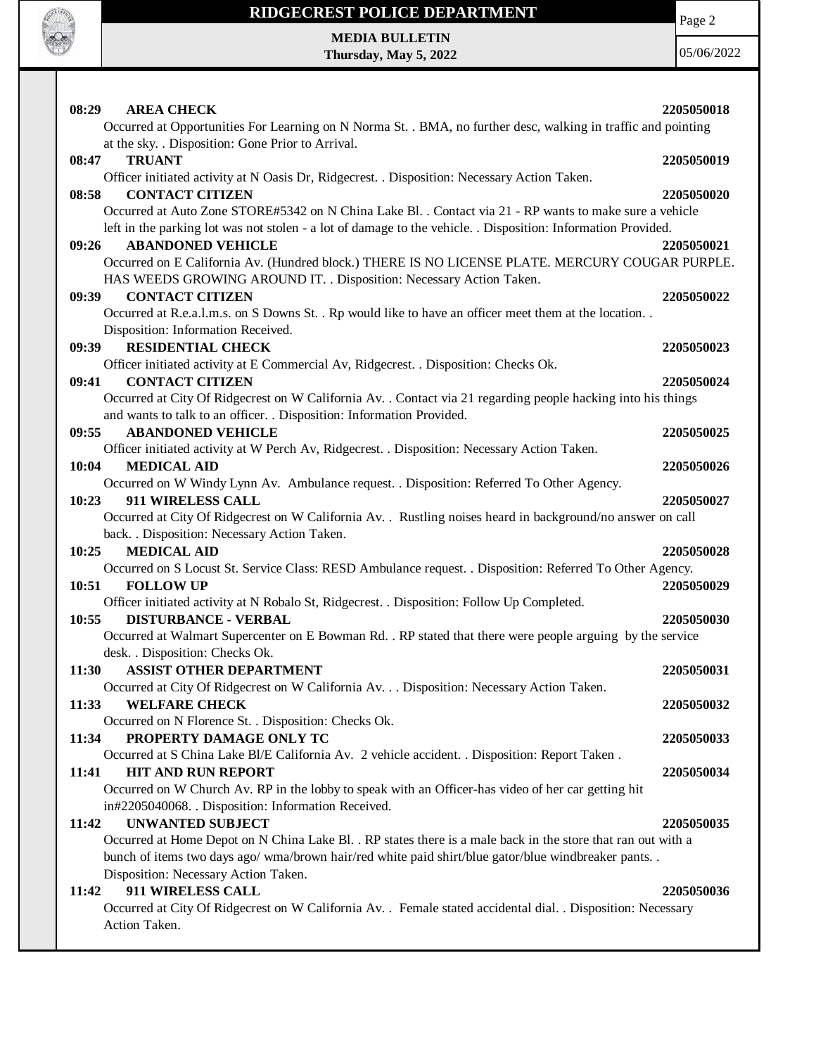**08:29 AREA CHECK** **2205050018**
Occurred at Opportunities For Learning on N Norma St. . BMA, no further desc, walking in traffic and pointing at the sky. . Disposition: Gone Prior to Arrival.

**08:47 TRUANT** **2205050019**
Officer initiated activity at N Oasis Dr, Ridgecrest. . Disposition: Necessary Action Taken.

**08:58 CONTACT CITIZEN** **2205050020**
Occurred at Auto Zone STORE#5342 on N China Lake Bl. . Contact via 21 - RP wants to make sure a vehicle left in the parking lot was not stolen - a lot of damage to the vehicle. . Disposition: Information Provided.

**09:26 ABANDONED VEHICLE** **2205050021**
Occurred on E California Av. (Hundred block.) THERE IS NO LICENSE PLATE. MERCURY COUGAR PURPLE. HAS WEEDS GROWING AROUND IT. . Disposition: Necessary Action Taken.

**09:39 CONTACT CITIZEN** **2205050022**
Occurred at R.e.a.l.m.s. on S Downs St. . Rp would like to have an officer meet them at the location. . Disposition: Information Received.

**09:39 RESIDENTIAL CHECK** **2205050023**
Officer initiated activity at E Commercial Av, Ridgecrest. . Disposition: Checks Ok.

**09:41 CONTACT CITIZEN** **2205050024**
Occurred at City Of Ridgecrest on W California Av. . Contact via 21 regarding people hacking into his things and wants to talk to an officer. . Disposition: Information Provided.

**09:55 ABANDONED VEHICLE** **2205050025**
Officer initiated activity at W Perch Av, Ridgecrest. . Disposition: Necessary Action Taken.

**10:04 MEDICAL AID** **2205050026**
Occurred on W Windy Lynn Av. Ambulance request. . Disposition: Referred To Other Agency.

**10:23 911 WIRELESS CALL** **2205050027**
Occurred at City Of Ridgecrest on W California Av. . Rustling noises heard in background/no answer on call back. . Disposition: Necessary Action Taken.

**10:25 MEDICAL AID** **2205050028**
Occurred on S Locust St. Service Class: RESD Ambulance request. . Disposition: Referred To Other Agency.

**10:51 FOLLOW UP** **2205050029**
Officer initiated activity at N Robalo St, Ridgecrest. . Disposition: Follow Up Completed.

**10:55 DISTURBANCE - VERBAL** **2205050030**
Occurred at Walmart Supercenter on E Bowman Rd. . RP stated that there were people arguing by the service desk. . Disposition: Checks Ok.

**11:30 ASSIST OTHER DEPARTMENT** **2205050031**
Occurred at City Of Ridgecrest on W California Av. . . Disposition: Necessary Action Taken.

**11:33 WELFARE CHECK** **2205050032**
Occurred on N Florence St. . Disposition: Checks Ok.

**11:34 PROPERTY DAMAGE ONLY TC** **2205050033**
Occurred at S China Lake Bl/E California Av. 2 vehicle accident. . Disposition: Report Taken .

**11:41 HIT AND RUN REPORT** **2205050034**
Occurred on W Church Av. RP in the lobby to speak with an Officer-has video of her car getting hit in#2205040068. . Disposition: Information Received.

**11:42 UNWANTED SUBJECT** **2205050035**
Occurred at Home Depot on N China Lake Bl. . RP states there is a male back in the store that ran out with a bunch of items two days ago/ wma/brown hair/red white paid shirt/blue gator/blue windbreaker pants. . Disposition: Necessary Action Taken.

**11:42 911 WIRELESS CALL** **2205050036**
Occurred at City Of Ridgecrest on W California Av. . Female stated accidental dial. . Disposition: Necessary Action Taken.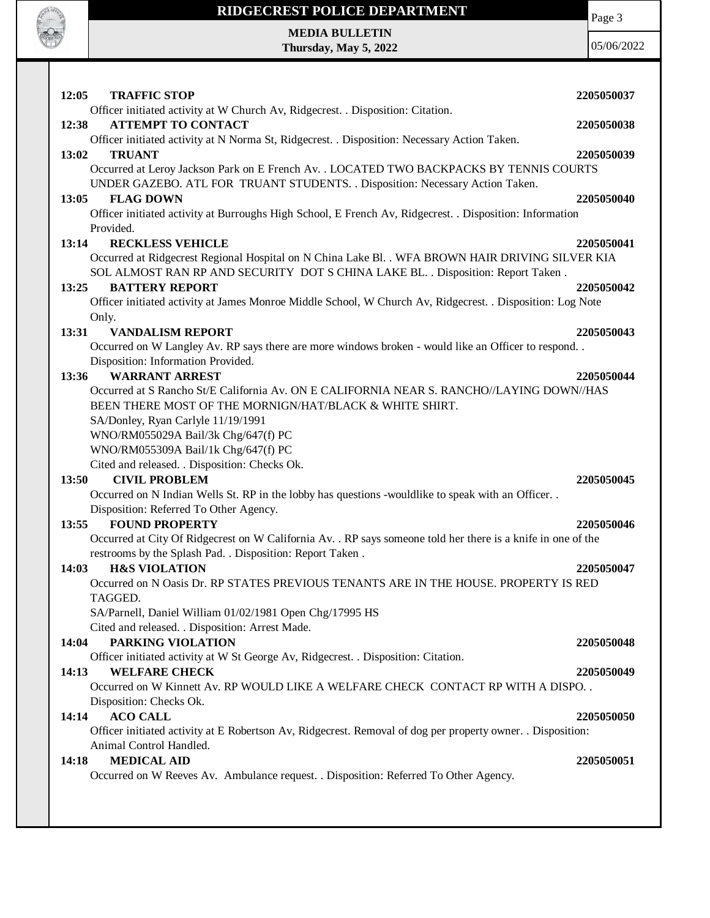**12:05 TRAFFIC STOP** **2205050037**
Officer initiated activity at W Church Av, Ridgecrest. . Disposition: Citation.

**12:38 ATTEMPT TO CONTACT** **2205050038**
Officer initiated activity at N Norma St, Ridgecrest. . Disposition: Necessary Action Taken.

**13:02 TRUANT** **2205050039**
Occurred at Leroy Jackson Park on E French Av. . LOCATED TWO BACKPACKS BY TENNIS COURTS UNDER GAZEBO. ATL FOR TRUANT STUDENTS. . Disposition: Necessary Action Taken.

**13:05 FLAG DOWN** **2205050040**
Officer initiated activity at Burroughs High School, E French Av, Ridgecrest. . Disposition: Information Provided.

**13:14 RECKLESS VEHICLE** **2205050041**
Occurred at Ridgecrest Regional Hospital on N China Lake Bl. . WFA BROWN HAIR DRIVING SILVER KIA SOL ALMOST RAN RP AND SECURITY DOT S CHINA LAKE BL. . Disposition: Report Taken .

**13:25 BATTERY REPORT** **2205050042**
Officer initiated activity at James Monroe Middle School, W Church Av, Ridgecrest. . Disposition: Log Note Only.

**13:31 VANDALISM REPORT** **2205050043**
Occurred on W Langley Av. RP says there are more windows broken - would like an Officer to respond. . Disposition: Information Provided.

**13:36 WARRANT ARREST** **2205050044**
Occurred at S Rancho St/E California Av. ON E CALIFORNIA NEAR S. RANCHO//LAYING DOWN//HAS BEEN THERE MOST OF THE MORNIGN/HAT/BLACK & WHITE SHIRT.
SA/Donley, Ryan Carlyle 11/19/1991
WNO/RM055029A Bail/3k Chg/647(f) PC
WNO/RM055309A Bail/1k Chg/647(f) PC
Cited and released. . Disposition: Checks Ok.

**13:50 CIVIL PROBLEM** **2205050045**
Occurred on N Indian Wells St. RP in the lobby has questions -wouldlike to speak with an Officer. . Disposition: Referred To Other Agency.

**13:55 FOUND PROPERTY** **2205050046**
Occurred at City Of Ridgecrest on W California Av. . RP says someone told her there is a knife in one of the restrooms by the Splash Pad. . Disposition: Report Taken .

**14:03 H&S VIOLATION** **2205050047**
Occurred on N Oasis Dr. RP STATES PREVIOUS TENANTS ARE IN THE HOUSE. PROPERTY IS RED TAGGED.
SA/Parnell, Daniel William 01/02/1981 Open Chg/17995 HS
Cited and released. . Disposition: Arrest Made.

**14:04 PARKING VIOLATION** **2205050048**
Officer initiated activity at W St George Av, Ridgecrest. . Disposition: Citation.

**14:13 WELFARE CHECK** **2205050049**
Occurred on W Kinnett Av. RP WOULD LIKE A WELFARE CHECK CONTACT RP WITH A DISPO. . Disposition: Checks Ok.

**14:14 ACO CALL** **2205050050**
Officer initiated activity at E Robertson Av, Ridgecrest. Removal of dog per property owner. . Disposition: Animal Control Handled.

**14:18 MEDICAL AID** **2205050051**
Occurred on W Reeves Av. Ambulance request. . Disposition: Referred To Other Agency.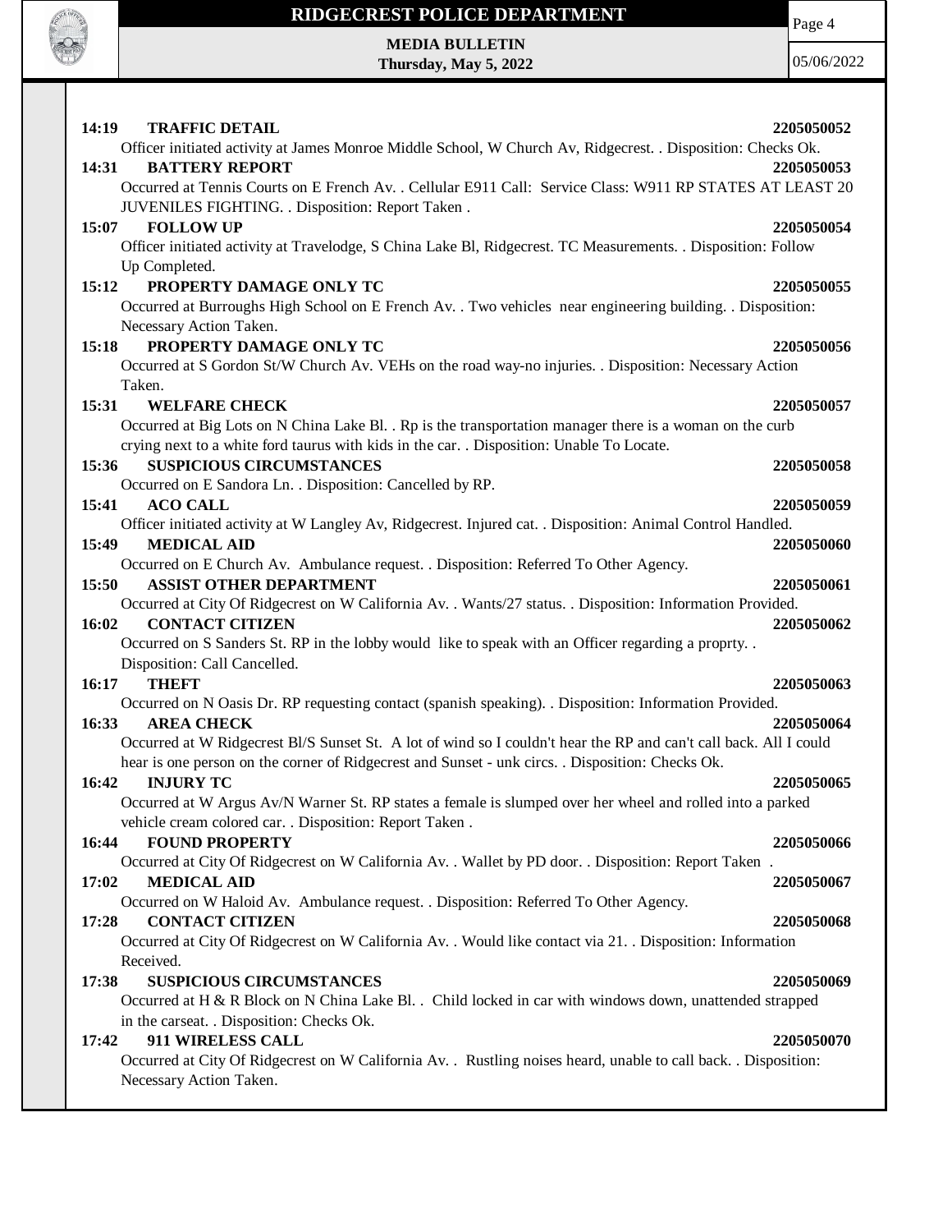**14:19 TRAFFIC DETAIL 2205050052**

Officer initiated activity at James Monroe Middle School, W Church Av, Ridgecrest. . Disposition: Checks Ok.

**14:31 BATTERY REPORT 2205050053**

Occurred at Tennis Courts on E French Av. . Cellular E911 Call: Service Class: W911 RP STATES AT LEAST 20 JUVENILES FIGHTING. . Disposition: Report Taken .

**15:07 FOLLOW UP 2205050054**

Officer initiated activity at Travelodge, S China Lake Bl, Ridgecrest. TC Measurements. . Disposition: Follow Up Completed.

**15:12 PROPERTY DAMAGE ONLY TC 2205050055**

Occurred at Burroughs High School on E French Av. . Two vehicles near engineering building. . Disposition: Necessary Action Taken.

**15:18 PROPERTY DAMAGE ONLY TC 2205050056**

Occurred at S Gordon St/W Church Av. VEHs on the road way-no injuries. . Disposition: Necessary Action Taken.

**15:31 WELFARE CHECK 2205050057**

Occurred at Big Lots on N China Lake Bl. . Rp is the transportation manager there is a woman on the curb crying next to a white ford taurus with kids in the car. . Disposition: Unable To Locate.

**15:36 SUSPICIOUS CIRCUMSTANCES 2205050058**

Occurred on E Sandora Ln. . Disposition: Cancelled by RP.

**15:41 ACO CALL 2205050059**

Officer initiated activity at W Langley Av, Ridgecrest. Injured cat. . Disposition: Animal Control Handled.

**15:49 MEDICAL AID 2205050060**

Occurred on E Church Av. Ambulance request. . Disposition: Referred To Other Agency.

**15:50 ASSIST OTHER DEPARTMENT 2205050061**

Occurred at City Of Ridgecrest on W California Av. . Wants/27 status. . Disposition: Information Provided.

**16:02 CONTACT CITIZEN 2205050062**

Occurred on S Sanders St. RP in the lobby would like to speak with an Officer regarding a proprty. . Disposition: Call Cancelled.

**16:17 THEFT 2205050063**

Occurred on N Oasis Dr. RP requesting contact (spanish speaking). . Disposition: Information Provided.

**16:33 AREA CHECK 2205050064**

Occurred at W Ridgecrest Bl/S Sunset St. A lot of wind so I couldn't hear the RP and can't call back. All I could hear is one person on the corner of Ridgecrest and Sunset - unk circs. . Disposition: Checks Ok.

**16:42 INJURY TC 2205050065**

Occurred at W Argus Av/N Warner St. RP states a female is slumped over her wheel and rolled into a parked vehicle cream colored car. . Disposition: Report Taken .

**16:44 FOUND PROPERTY 2205050066**

Occurred at City Of Ridgecrest on W California Av. . Wallet by PD door. . Disposition: Report Taken .

**17:02 MEDICAL AID 2205050067**

Occurred on W Haloid Av. Ambulance request. . Disposition: Referred To Other Agency.

**17:28 CONTACT CITIZEN 2205050068**

Occurred at City Of Ridgecrest on W California Av. . Would like contact via 21. . Disposition: Information Received.

**17:38 SUSPICIOUS CIRCUMSTANCES 2205050069**

Occurred at H & R Block on N China Lake Bl. . Child locked in car with windows down, unattended strapped in the carseat. . Disposition: Checks Ok.

**17:42 911 WIRELESS CALL 2205050070**

Occurred at City Of Ridgecrest on W California Av. . Rustling noises heard, unable to call back. . Disposition: Necessary Action Taken.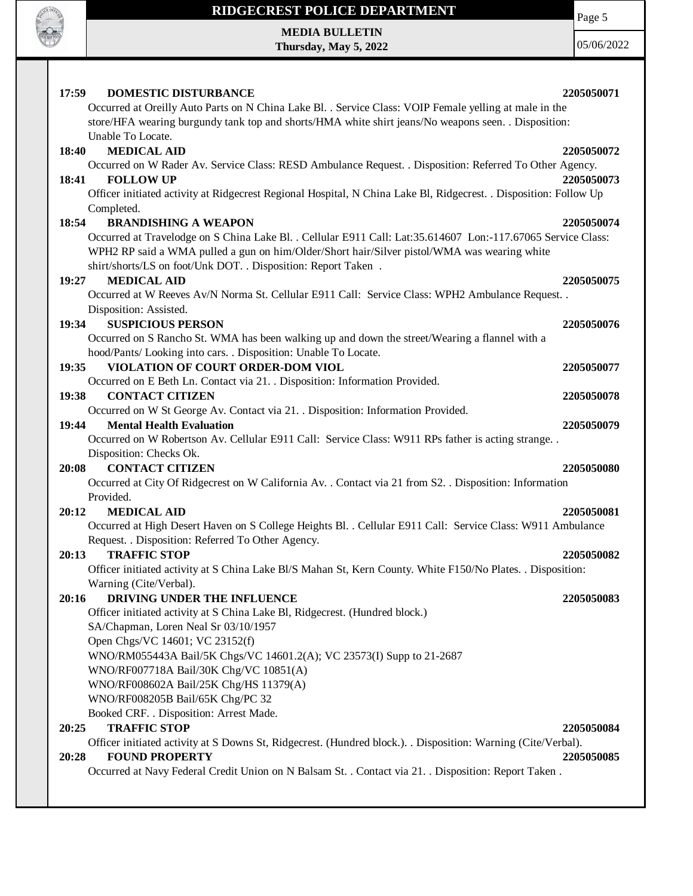**17:59 DOMESTIC DISTURBANCE** **2205050071**

Occurred at Oreilly Auto Parts on N China Lake Bl. . Service Class: VOIP Female yelling at male in the store/HFA wearing burgundy tank top and shorts/HMA white shirt jeans/No weapons seen. . Disposition: Unable To Locate.

**18:40 MEDICAL AID** **2205050072**

Occurred on W Rader Av. Service Class: RESD Ambulance Request. . Disposition: Referred To Other Agency.

**18:41 FOLLOW UP** **2205050073**

Officer initiated activity at Ridgecrest Regional Hospital, N China Lake Bl, Ridgecrest. . Disposition: Follow Up Completed.

**18:54 BRANDISHING A WEAPON** **2205050074**

Occurred at Travelodge on S China Lake Bl. . Cellular E911 Call: Lat:35.614607 Lon:-117.67065 Service Class: WPH2 RP said a WMA pulled a gun on him/Older/Short hair/Silver pistol/WMA was wearing white shirt/shorts/LS on foot/Unk DOT. . Disposition: Report Taken .

**19:27 MEDICAL AID** **2205050075**

Occurred at W Reeves Av/N Norma St. Cellular E911 Call: Service Class: WPH2 Ambulance Request. . Disposition: Assisted.

**19:34 SUSPICIOUS PERSON** **2205050076**

Occurred on S Rancho St. WMA has been walking up and down the street/Wearing a flannel with a hood/Pants/ Looking into cars. . Disposition: Unable To Locate.

**19:35 VIOLATION OF COURT ORDER-DOM VIOL** **2205050077**

Occurred on E Beth Ln. Contact via 21. . Disposition: Information Provided.

**19:38 CONTACT CITIZEN** **2205050078**

Occurred on W St George Av. Contact via 21. . Disposition: Information Provided.

**19:44 Mental Health Evaluation** **2205050079**

Occurred on W Robertson Av. Cellular E911 Call: Service Class: W911 RPs father is acting strange. . Disposition: Checks Ok.

**20:08 CONTACT CITIZEN** **2205050080**

Occurred at City Of Ridgecrest on W California Av. . Contact via 21 from S2. . Disposition: Information Provided.

**20:12 MEDICAL AID** **2205050081**

Occurred at High Desert Haven on S College Heights Bl. . Cellular E911 Call: Service Class: W911 Ambulance Request. . Disposition: Referred To Other Agency.

**20:13 TRAFFIC STOP** **2205050082**

Officer initiated activity at S China Lake Bl/S Mahan St, Kern County. White F150/No Plates. . Disposition: Warning (Cite/Verbal).

**20:16 DRIVING UNDER THE INFLUENCE** **2205050083**

Officer initiated activity at S China Lake Bl, Ridgecrest. (Hundred block.)
SA/Chapman, Loren Neal Sr 03/10/1957
Open Chgs/VC 14601; VC 23152(f)
WNO/RM055443A Bail/5K Chgs/VC 14601.2(A); VC 23573(I) Supp to 21-2687
WNO/RF007718A Bail/30K Chg/VC 10851(A)
WNO/RF008602A Bail/25K Chg/HS 11379(A)
WNO/RF008205B Bail/65K Chg/PC 32
Booked CRF. . Disposition: Arrest Made.

**20:25 TRAFFIC STOP** **2205050084**

Officer initiated activity at S Downs St, Ridgecrest. (Hundred block.). . Disposition: Warning (Cite/Verbal).

**20:28 FOUND PROPERTY** **2205050085**

Occurred at Navy Federal Credit Union on N Balsam St. . Contact via 21. . Disposition: Report Taken .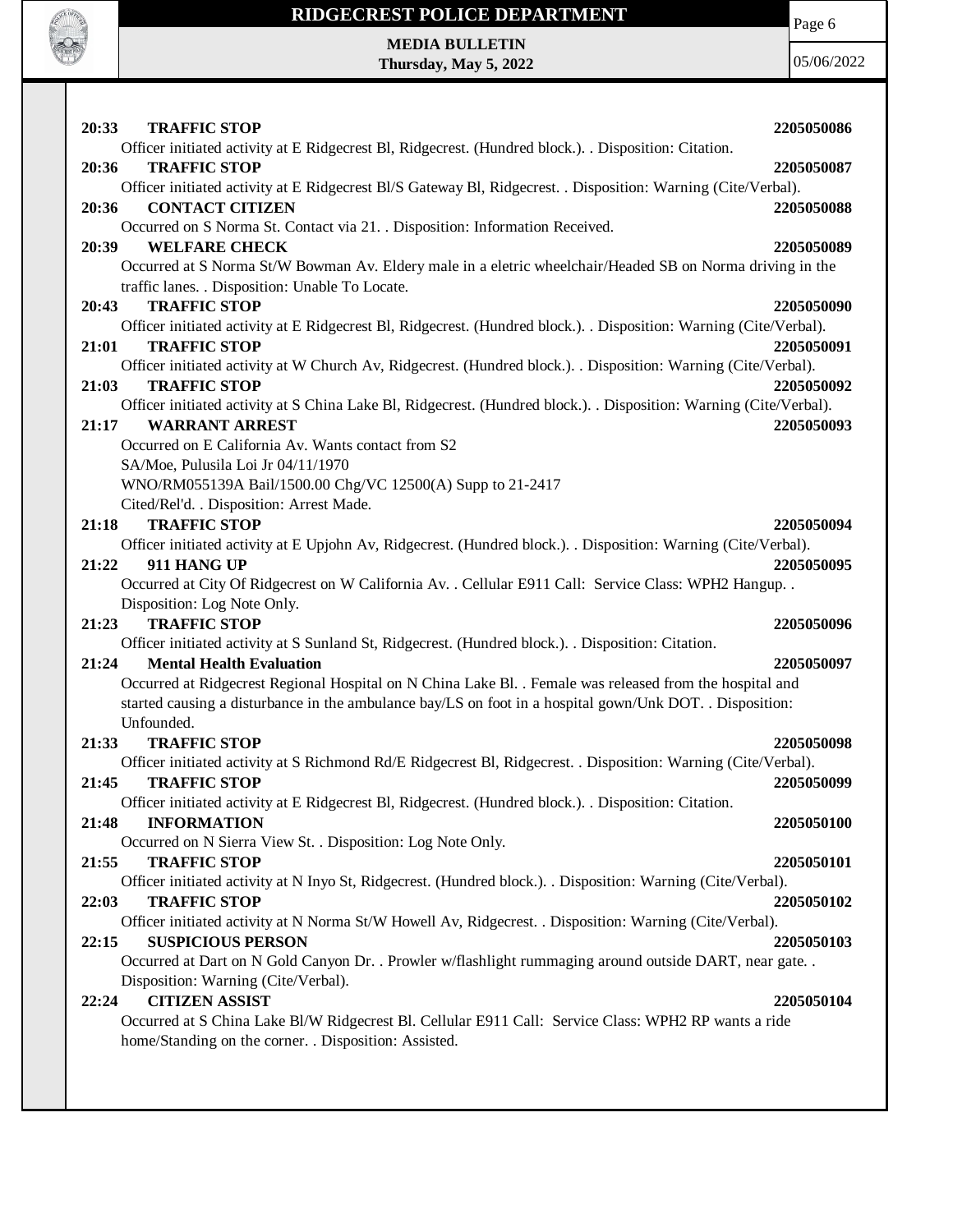**20:33 TRAFFIC STOP 2205050086**

Officer initiated activity at E Ridgecrest Bl, Ridgecrest. (Hundred block.). . Disposition: Citation.

**20:36 TRAFFIC STOP 2205050087**

Officer initiated activity at E Ridgecrest Bl/S Gateway Bl, Ridgecrest. . Disposition: Warning (Cite/Verbal).

**20:36 CONTACT CITIZEN 2205050088**

Occurred on S Norma St. Contact via 21. . Disposition: Information Received.

**20:39 WELFARE CHECK 2205050089**

Occurred at S Norma St/W Bowman Av. Eldery male in a eletric wheelchair/Headed SB on Norma driving in the traffic lanes. . Disposition: Unable To Locate.

**20:43 TRAFFIC STOP 2205050090**

Officer initiated activity at E Ridgecrest Bl, Ridgecrest. (Hundred block.). . Disposition: Warning (Cite/Verbal).

**21:01 TRAFFIC STOP 2205050091**

Officer initiated activity at W Church Av, Ridgecrest. (Hundred block.). . Disposition: Warning (Cite/Verbal).

**21:03 TRAFFIC STOP 2205050092**

Officer initiated activity at S China Lake Bl, Ridgecrest. (Hundred block.). . Disposition: Warning (Cite/Verbal).

**21:17 WARRANT ARREST 2205050093**

Occurred on E California Av. Wants contact from S2
SA/Moe, Pulusila Loi Jr 04/11/1970
WNO/RM055139A Bail/1500.00 Chg/VC 12500(A) Supp to 21-2417
Cited/Rel'd. . Disposition: Arrest Made.

**21:18 TRAFFIC STOP 2205050094**

Officer initiated activity at E Upjohn Av, Ridgecrest. (Hundred block.). . Disposition: Warning (Cite/Verbal).

**21:22 911 HANG UP 2205050095**

Occurred at City Of Ridgecrest on W California Av. . Cellular E911 Call: Service Class: WPH2 Hangup. . Disposition: Log Note Only.

**21:23 TRAFFIC STOP 2205050096**

Officer initiated activity at S Sunland St, Ridgecrest. (Hundred block.). . Disposition: Citation.

**21:24 Mental Health Evaluation 2205050097**

Occurred at Ridgecrest Regional Hospital on N China Lake Bl. . Female was released from the hospital and started causing a disturbance in the ambulance bay/LS on foot in a hospital gown/Unk DOT. . Disposition: Unfounded.

**21:33 TRAFFIC STOP 2205050098**

Officer initiated activity at S Richmond Rd/E Ridgecrest Bl, Ridgecrest. . Disposition: Warning (Cite/Verbal).

**21:45 TRAFFIC STOP 2205050099**

Officer initiated activity at E Ridgecrest Bl, Ridgecrest. (Hundred block.). . Disposition: Citation.

**21:48 INFORMATION 2205050100**

Occurred on N Sierra View St. . Disposition: Log Note Only.

**21:55 TRAFFIC STOP 2205050101**

Officer initiated activity at N Inyo St, Ridgecrest. (Hundred block.). . Disposition: Warning (Cite/Verbal).

**22:03 TRAFFIC STOP 2205050102**

Officer initiated activity at N Norma St/W Howell Av, Ridgecrest. . Disposition: Warning (Cite/Verbal).

**22:15 SUSPICIOUS PERSON 2205050103**

Occurred at Dart on N Gold Canyon Dr. . Prowler w/flashlight rummaging around outside DART, near gate. . Disposition: Warning (Cite/Verbal).

**22:24 CITIZEN ASSIST 2205050104**

Occurred at S China Lake Bl/W Ridgecrest Bl. Cellular E911 Call: Service Class: WPH2 RP wants a ride home/Standing on the corner. . Disposition: Assisted.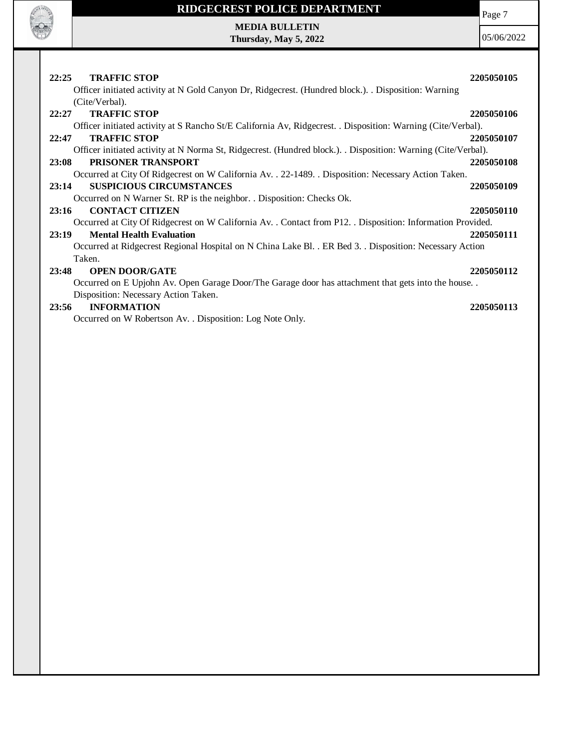**22:25 TRAFFIC STOP** **2205050105**

Officer initiated activity at N Gold Canyon Dr, Ridgecrest. (Hundred block.). . Disposition: Warning (Cite/Verbal).

**22:27 TRAFFIC STOP** **2205050106**

Officer initiated activity at S Rancho St/E California Av, Ridgecrest. . Disposition: Warning (Cite/Verbal).

**22:47 TRAFFIC STOP** **2205050107**

Officer initiated activity at N Norma St, Ridgecrest. (Hundred block.). . Disposition: Warning (Cite/Verbal).

**23:08 PRISONER TRANSPORT** **2205050108**

Occurred at City Of Ridgecrest on W California Av. . 22-1489. . Disposition: Necessary Action Taken.

**23:14 SUSPICIOUS CIRCUMSTANCES** **2205050109**

Occurred on N Warner St. RP is the neighbor. . Disposition: Checks Ok.

**23:16 CONTACT CITIZEN** **2205050110**

Occurred at City Of Ridgecrest on W California Av. . Contact from P12. . Disposition: Information Provided.

**23:19 Mental Health Evaluation** **2205050111**

Occurred at Ridgecrest Regional Hospital on N China Lake Bl. . ER Bed 3. . Disposition: Necessary Action Taken.

**23:48 OPEN DOOR/GATE** **2205050112**

Occurred on E Upjohn Av. Open Garage Door/The Garage door has attachment that gets into the house. . Disposition: Necessary Action Taken.

**23:56 INFORMATION** **2205050113**

Occurred on W Robertson Av. . Disposition: Log Note Only.